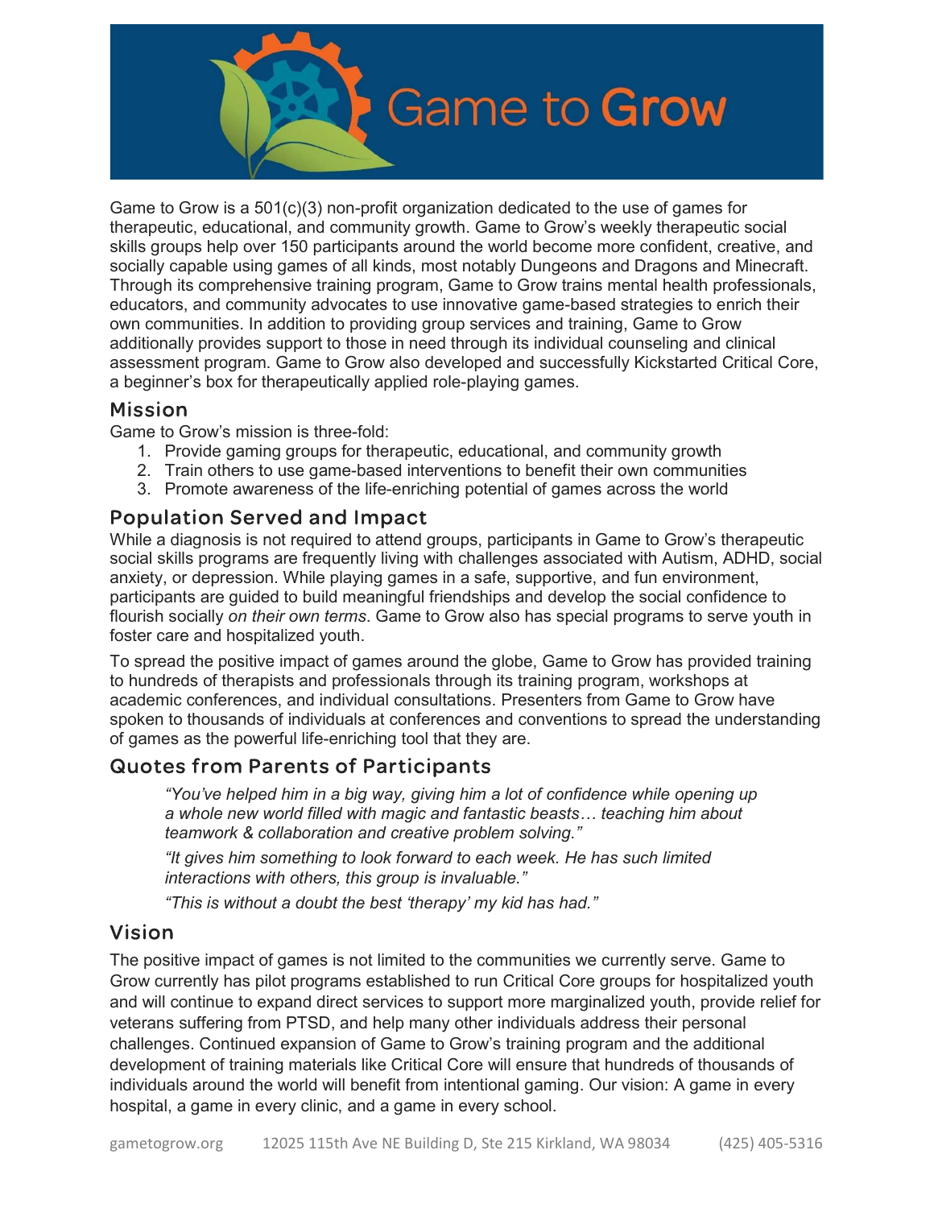# Game to Grow

Game to Grow is a 501(c)(3) non-profit organization dedicated to the use of games for therapeutic, educational, and community growth. Game to Grow's weekly therapeutic social skills groups help over 150 participants around the world become more confident, creative, and socially capable using games of all kinds, most notably Dungeons and Dragons and Minecraft. Through its comprehensive training program, Game to Grow trains mental health professionals, educators, and community advocates to use innovative game-based strategies to enrich their own communities. In addition to providing group services and training, Game to Grow additionally provides support to those in need through its individual counseling and clinical assessment program. Game to Grow also developed and successfully Kickstarted Critical Core, a beginner's box for therapeutically applied role-playing games.

## Mission

Game to Grow's mission is three-fold:

1. Provide gaming groups for therapeutic, educational, and community growth
2. Train others to use game-based interventions to benefit their own communities
3. Promote awareness of the life-enriching potential of games across the world

## Population Served and Impact

While a diagnosis is not required to attend groups, participants in Game to Grow's therapeutic social skills programs are frequently living with challenges associated with Autism, ADHD, social anxiety, or depression. While playing games in a safe, supportive, and fun environment, participants are guided to build meaningful friendships and develop the social confidence to flourish socially *on their own terms*. Game to Grow also has special programs to serve youth in foster care and hospitalized youth.

To spread the positive impact of games around the globe, Game to Grow has provided training to hundreds of therapists and professionals through its training program, workshops at academic conferences, and individual consultations. Presenters from Game to Grow have spoken to thousands of individuals at conferences and conventions to spread the understanding of games as the powerful life-enriching tool that they are.

## Quotes from Parents of Participants

> *"You've helped him in a big way, giving him a lot of confidence while opening up a whole new world filled with magic and fantastic beasts… teaching him about teamwork & collaboration and creative problem solving."*
>
> *"It gives him something to look forward to each week. He has such limited interactions with others, this group is invaluable."*
>
> *"This is without a doubt the best 'therapy' my kid has had."*

## Vision

The positive impact of games is not limited to the communities we currently serve. Game to Grow currently has pilot programs established to run Critical Core groups for hospitalized youth and will continue to expand direct services to support more marginalized youth, provide relief for veterans suffering from PTSD, and help many other individuals address their personal challenges. Continued expansion of Game to Grow's training program and the additional development of training materials like Critical Core will ensure that hundreds of thousands of individuals around the world will benefit from intentional gaming. Our vision: A game in every hospital, a game in every clinic, and a game in every school.

gametogrow.org 12025 115th Ave NE Building D, Ste 215 Kirkland, WA 98034 (425) 405-5316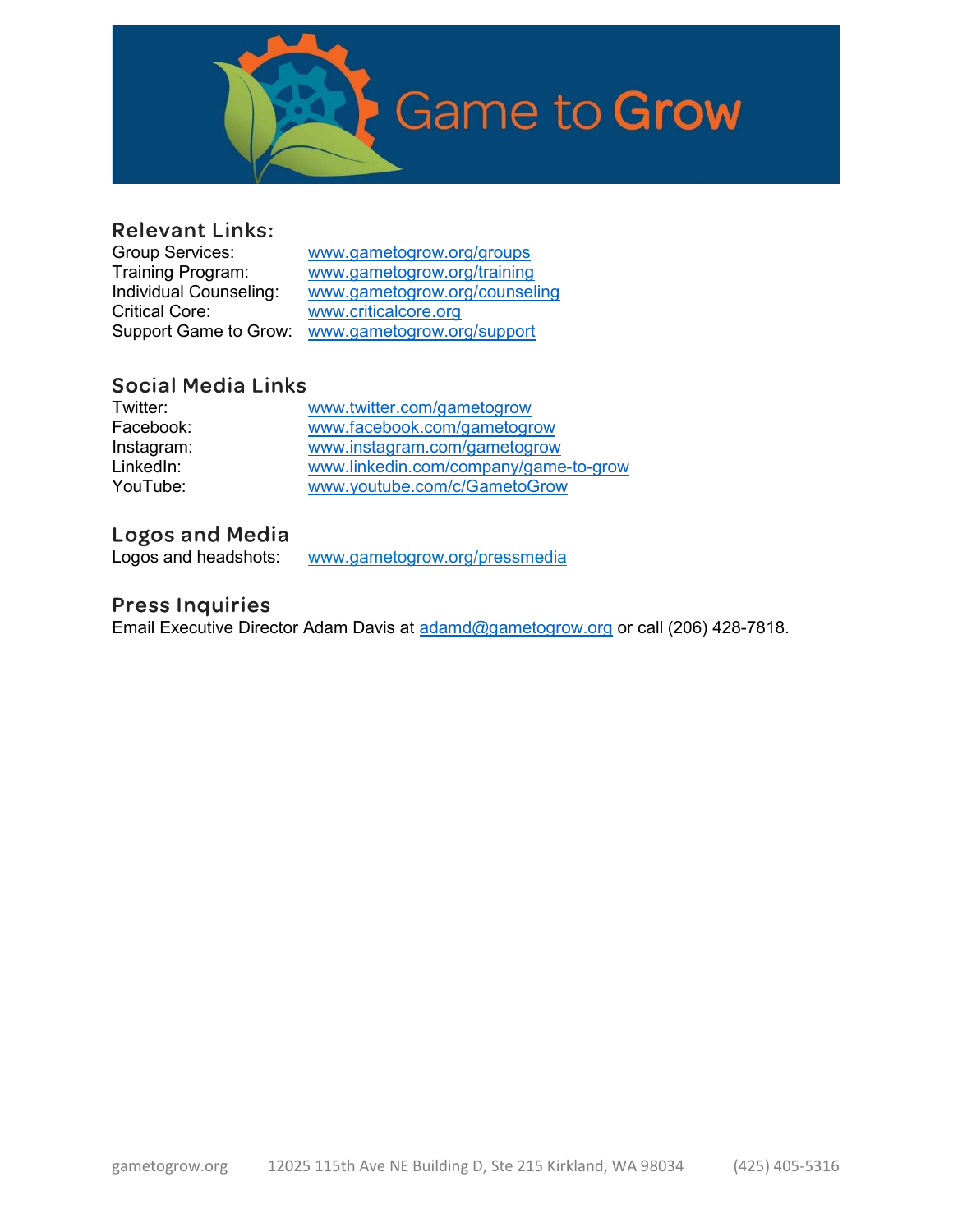## Relevant Links:

| | |
|---|---|
| Group Services: | www.gametogrow.org/groups |
| Training Program: | www.gametogrow.org/training |
| Individual Counseling: | www.gametogrow.org/counseling |
| Critical Core: | www.criticalcore.org |
| Support Game to Grow: | www.gametogrow.org/support |

## Social Media Links

| | |
|---|---|
| Twitter: | www.twitter.com/gametogrow |
| Facebook: | www.facebook.com/gametogrow |
| Instagram: | www.instagram.com/gametogrow |
| LinkedIn: | www.linkedin.com/company/game-to-grow |
| YouTube: | www.youtube.com/c/GametoGrow |

## Logos and Media

| | |
|---|---|
| Logos and headshots: | www.gametogrow.org/pressmedia |

## Press Inquiries

Email Executive Director Adam Davis at adamd@gametogrow.org or call (206) 428-7818.